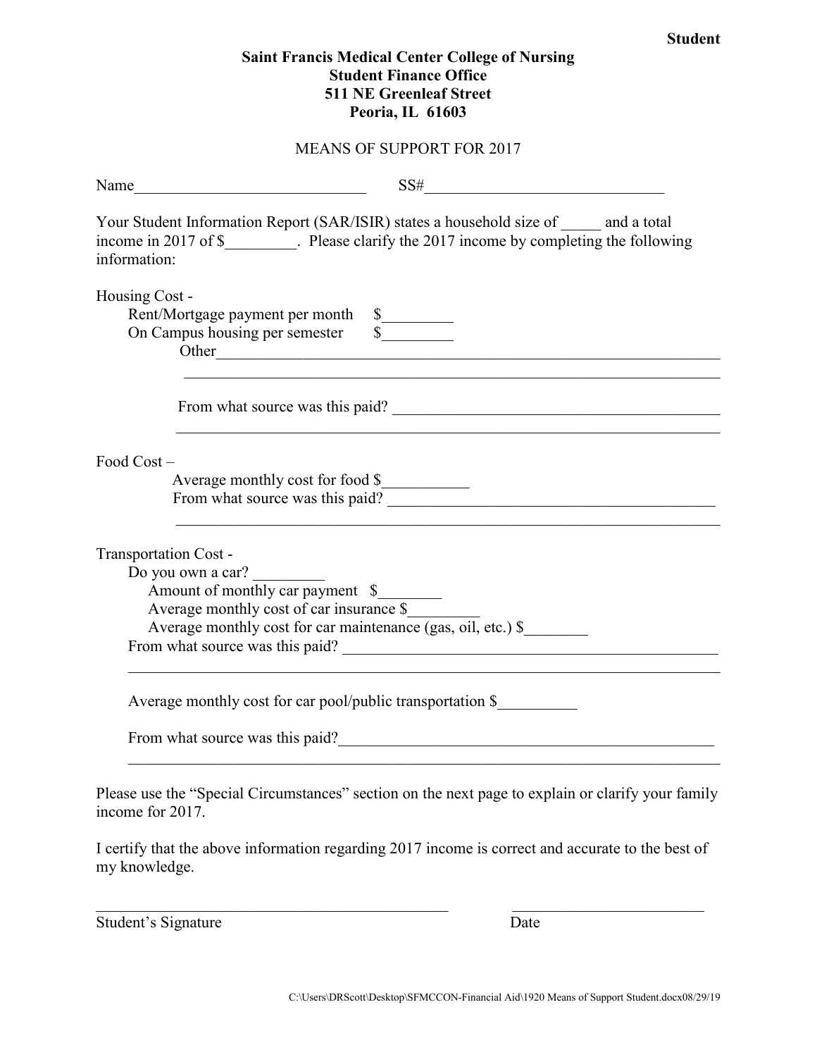**Student**

**Saint Francis Medical Center College of Nursing**
**Student Finance Office**
**511 NE Greenleaf Street**
**Peoria, IL 61603**

MEANS OF SUPPORT FOR 2017

Name_____________________________ SS#_______________________________

Your Student Information Report (SAR/ISIR) states a household size of _____ and a total income in 2017 of $_________. Please clarify the 2017 income by completing the following information:

Housing Cost -

Rent/Mortgage payment per month $_________

On Campus housing per semester $_________

Other____________________________________________________________________

________________________________________________________________________

From what source was this paid? __________________________________________

________________________________________________________________________

Food Cost –

Average monthly cost for food $___________

From what source was this paid? __________________________________________

________________________________________________________________________

Transportation Cost -

Do you own a car? _________

Amount of monthly car payment $________

Average monthly cost of car insurance $_________

Average monthly cost for car maintenance (gas, oil, etc.) $________

From what source was this paid? ________________________________________________

______________________________________________________________________________

Average monthly cost for car pool/public transportation $__________

From what source was this paid?_________________________________________________

______________________________________________________________________________

Please use the "Special Circumstances" section on the next page to explain or clarify your family income for 2017.

I certify that the above information regarding 2017 income is correct and accurate to the best of my knowledge.

_____________________________________________ _________________________

Student's Signature Date

C:\Users\DRScott\Desktop\SFMCCON-Financial Aid\1920 Means of Support Student.docx08/29/19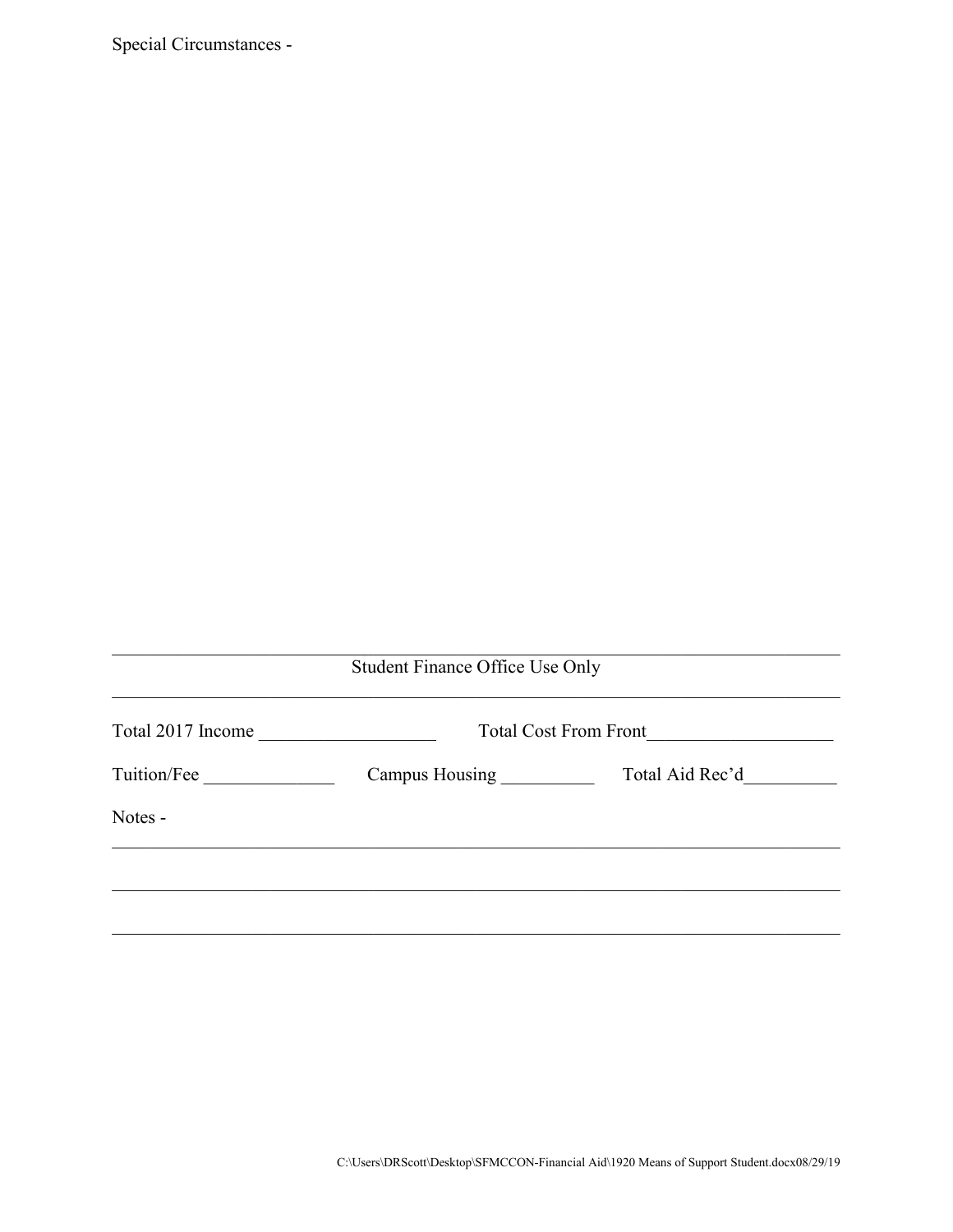Special Circumstances -

---

Student Finance Office Use Only

---

Total 2017 Income ___________________ Total Cost From Front____________________

Tuition/Fee ______________ Campus Housing __________ Total Aid Rec'd__________

Notes -

______________________________________________________________________________

______________________________________________________________________________

______________________________________________________________________________

C:\Users\DRScott\Desktop\SFMCCON-Financial Aid\1920 Means of Support Student.docx08/29/19